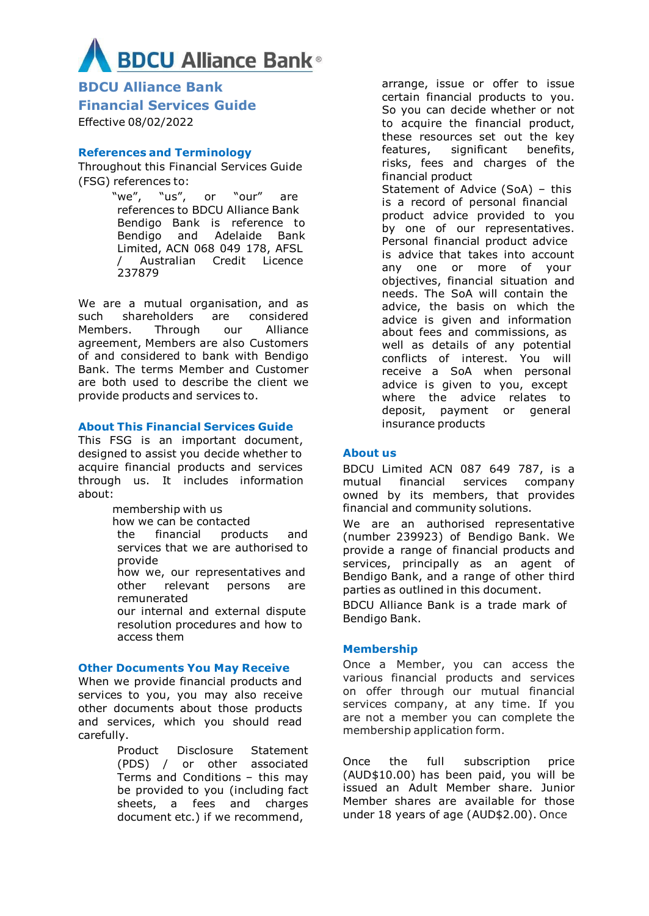BDCU Alliance Bank®

# BDCU Alliance Bank Financial Services Guide

Effective 08/02/2022

## References and Terminology

Throughout this Financial Services Guide (FSG) references to:

- "we", "us", or "our" are references to BDCU Alliance Bank
- Bendigo Bank is reference to Bendigo and Adelaide Bank Limited, ACN 068 049 178, AFSL / Australian Credit Licence 237879

We are a mutual organisation, and as such shareholders are considered Members. Through our Alliance agreement, Members are also Customers of and considered to bank with Bendigo Bank. The terms Member and Customer are both used to describe the client we provide products and services to.

## About This Financial Services Guide

This FSG is an important document, designed to assist you decide whether to acquire financial products and services through us. It includes information about:

- membership with us
- how we can be contacted
- the financial products and services that we are authorised to provide
- how we, our representatives and other relevant persons are remunerated
- our internal and external dispute resolution procedures and how to access them

## Other Documents You May Receive

When we provide financial products and services to you, you may also receive other documents about those products and services, which you should read carefully.

- Product Disclosure Statement (PDS) / or other associated Terms and Conditions – this may be provided to you (including fact sheets, a fees and charges document etc.) if we recommend, arrange, issue or offer to issue certain financial products to you. So you can decide whether or not to acquire the financial product, these resources set out the key features, significant benefits, risks, fees and charges of the financial product
- Statement of Advice (SoA) – this is a record of personal financial product advice provided to you by one of our representatives. Personal financial product advice is advice that takes into account any one or more of your objectives, financial situation and needs. The SoA will contain the advice, the basis on which the advice is given and information about fees and commissions, as well as details of any potential conflicts of interest. You will receive a SoA when personal advice is given to you, except where the advice relates to deposit, payment or general insurance products

## About us

BDCU Limited ACN 087 649 787, is a mutual financial services company owned by its members, that provides financial and community solutions.

We are an authorised representative (number 239923) of Bendigo Bank. We provide a range of financial products and services, principally as an agent of Bendigo Bank, and a range of other third parties as outlined in this document.

BDCU Alliance Bank is a trade mark of Bendigo Bank.

## Membership

Once a Member, you can access the various financial products and services on offer through our mutual financial services company, at any time. If you are not a member you can complete the membership application form.

Once the full subscription price (AUD$10.00) has been paid, you will be issued an Adult Member share. Junior Member shares are available for those under 18 years of age (AUD$2.00). Once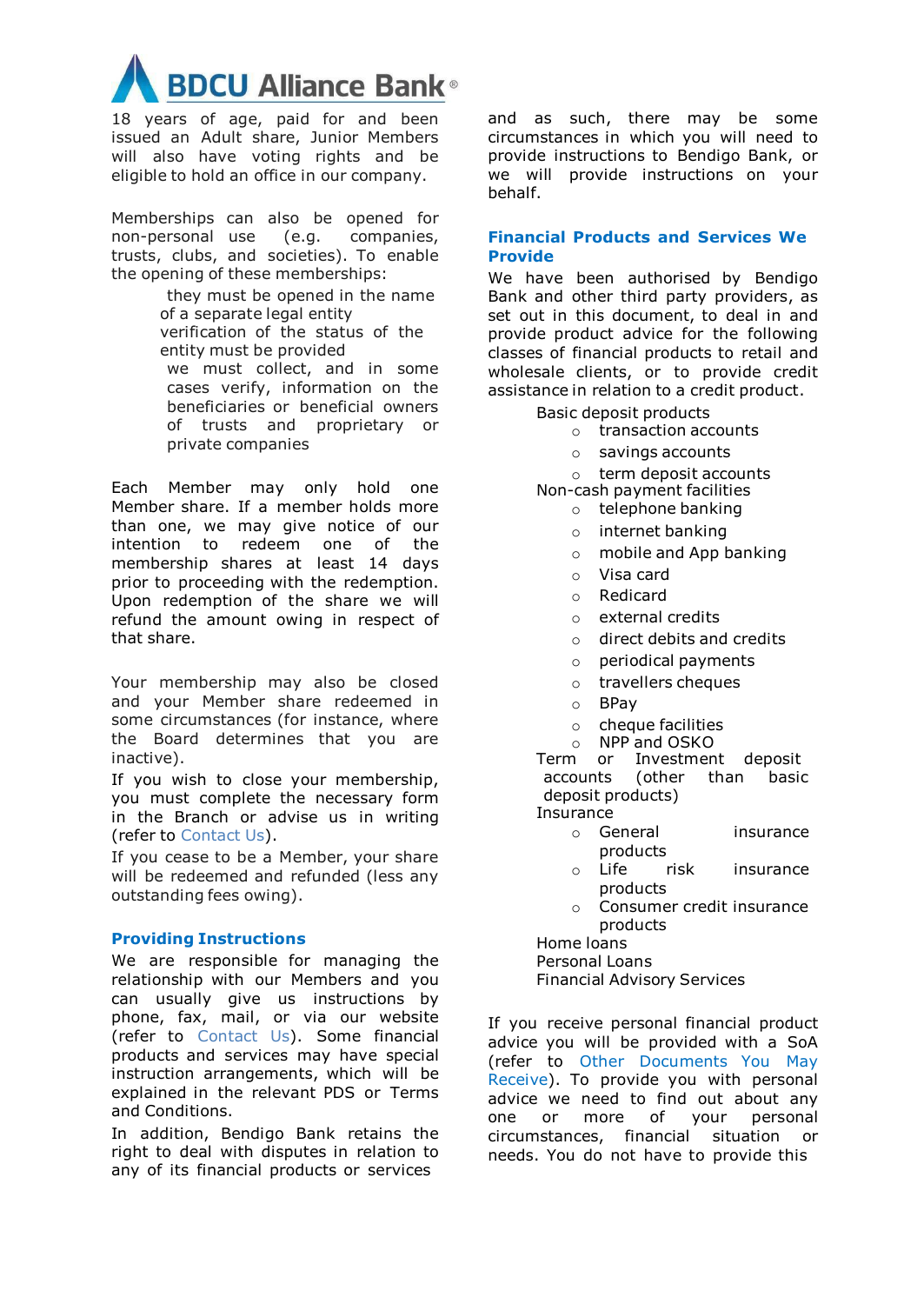18 years of age, paid for and been issued an Adult share, Junior Members will also have voting rights and be eligible to hold an office in our company.

Memberships can also be opened for non-personal use (e.g. companies, trusts, clubs, and societies). To enable the opening of these memberships:

- they must be opened in the name of a separate legal entity
- verification of the status of the entity must be provided
- we must collect, and in some cases verify, information on the beneficiaries or beneficial owners of trusts and proprietary or private companies

Each Member may only hold one Member share. If a member holds more than one, we may give notice of our intention to redeem one of the membership shares at least 14 days prior to proceeding with the redemption. Upon redemption of the share we will refund the amount owing in respect of that share.

Your membership may also be closed and your Member share redeemed in some circumstances (for instance, where the Board determines that you are inactive).

If you wish to close your membership, you must complete the necessary form in the Branch or advise us in writing (refer to Contact Us).

If you cease to be a Member, your share will be redeemed and refunded (less any outstanding fees owing).

## Providing Instructions

We are responsible for managing the relationship with our Members and you can usually give us instructions by phone, fax, mail, or via our website (refer to Contact Us). Some financial products and services may have special instruction arrangements, which will be explained in the relevant PDS or Terms and Conditions.

In addition, Bendigo Bank retains the right to deal with disputes in relation to any of its financial products or services and as such, there may be some circumstances in which you will need to provide instructions to Bendigo Bank, or we will provide instructions on your behalf.

## Financial Products and Services We Provide

We have been authorised by Bendigo Bank and other third party providers, as set out in this document, to deal in and provide product advice for the following classes of financial products to retail and wholesale clients, or to provide credit assistance in relation to a credit product.

- Basic deposit products
  - transaction accounts
  - savings accounts
  - term deposit accounts
- Non-cash payment facilities
  - telephone banking
  - internet banking
  - mobile and App banking
  - Visa card
  - Redicard
  - external credits
  - direct debits and credits
  - periodical payments
  - travellers cheques
  - BPay
  - cheque facilities
  - NPP and OSKO
- Term or Investment deposit accounts (other than basic deposit products)
- Insurance
  - General insurance products
  - Life risk insurance products
  - Consumer credit insurance products
- Home loans
- Personal Loans
- Financial Advisory Services

If you receive personal financial product advice you will be provided with a SoA (refer to Other Documents You May Receive). To provide you with personal advice we need to find out about any one or more of your personal circumstances, financial situation or needs. You do not have to provide this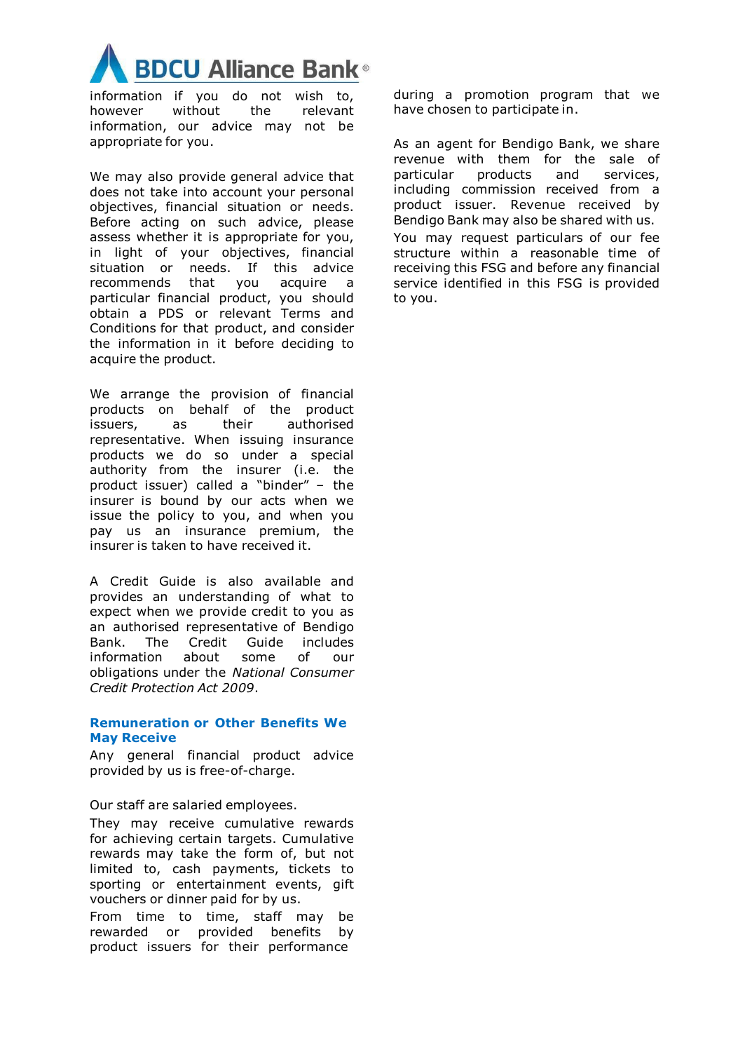information if you do not wish to, however without the relevant information, our advice may not be appropriate for you.

We may also provide general advice that does not take into account your personal objectives, financial situation or needs. Before acting on such advice, please assess whether it is appropriate for you, in light of your objectives, financial situation or needs. If this advice recommends that you acquire a particular financial product, you should obtain a PDS or relevant Terms and Conditions for that product, and consider the information in it before deciding to acquire the product.

We arrange the provision of financial products on behalf of the product issuers, as their authorised representative. When issuing insurance products we do so under a special authority from the insurer (i.e. the product issuer) called a "binder" – the insurer is bound by our acts when we issue the policy to you, and when you pay us an insurance premium, the insurer is taken to have received it.

A Credit Guide is also available and provides an understanding of what to expect when we provide credit to you as an authorised representative of Bendigo Bank. The Credit Guide includes information about some of our obligations under the *National Consumer Credit Protection Act 2009*.

## Remuneration or Other Benefits We May Receive

Any general financial product advice provided by us is free-of-charge.

Our staff are salaried employees.

They may receive cumulative rewards for achieving certain targets. Cumulative rewards may take the form of, but not limited to, cash payments, tickets to sporting or entertainment events, gift vouchers or dinner paid for by us.

From time to time, staff may be rewarded or provided benefits by product issuers for their performance during a promotion program that we have chosen to participate in.

As an agent for Bendigo Bank, we share revenue with them for the sale of particular products and services, including commission received from a product issuer. Revenue received by Bendigo Bank may also be shared with us.

You may request particulars of our fee structure within a reasonable time of receiving this FSG and before any financial service identified in this FSG is provided to you.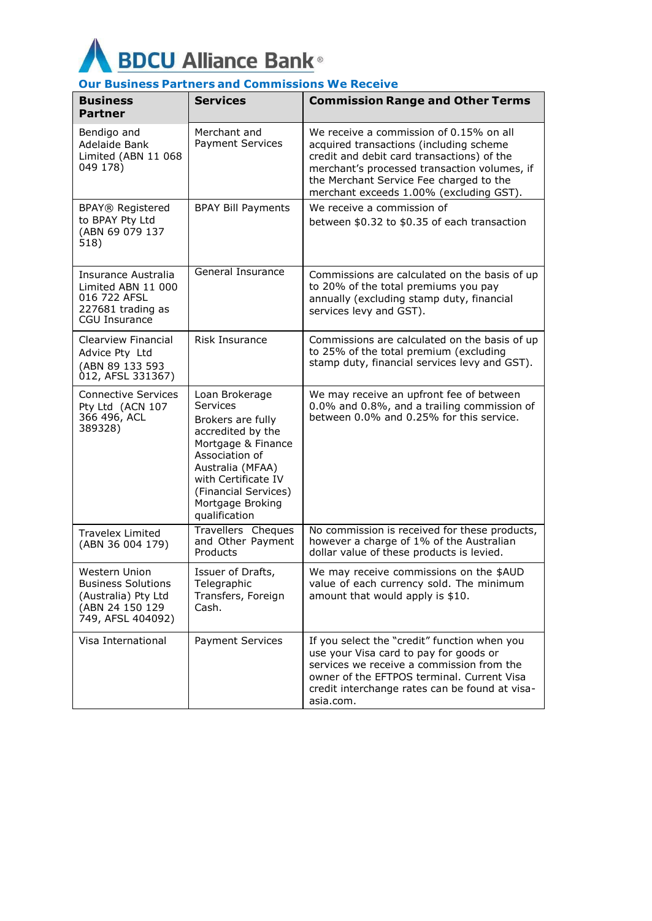BDCU Alliance Bank®

## Our Business Partners and Commissions We Receive

| Business Partner | Services | Commission Range and Other Terms |
|---|---|---|
| Bendigo and Adelaide Bank Limited (ABN 11 068 049 178) | Merchant and Payment Services | We receive a commission of 0.15% on all acquired transactions (including scheme credit and debit card transactions) of the merchant's processed transaction volumes, if the Merchant Service Fee charged to the merchant exceeds 1.00% (excluding GST). |
| BPAY® Registered to BPAY Pty Ltd (ABN 69 079 137 518) | BPAY Bill Payments | We receive a commission of between $0.32 to $0.35 of each transaction |
| Insurance Australia Limited ABN 11 000 016 722 AFSL 227681 trading as CGU Insurance | General Insurance | Commissions are calculated on the basis of up to 20% of the total premiums you pay annually (excluding stamp duty, financial services levy and GST). |
| Clearview Financial Advice Pty Ltd (ABN 89 133 593 012, AFSL 331367) | Risk Insurance | Commissions are calculated on the basis of up to 25% of the total premium (excluding stamp duty, financial services levy and GST). |
| Connective Services Pty Ltd (ACN 107 366 496, ACL 389328) | Loan Brokerage Services<br>Brokers are fully accredited by the Mortgage & Finance Association of Australia (MFAA) with Certificate IV (Financial Services) Mortgage Broking qualification | We may receive an upfront fee of between 0.0% and 0.8%, and a trailing commission of between 0.0% and 0.25% for this service. |
| Travelex Limited (ABN 36 004 179) | Travellers Cheques and Other Payment Products | No commission is received for these products, however a charge of 1% of the Australian dollar value of these products is levied. |
| Western Union Business Solutions (Australia) Pty Ltd (ABN 24 150 129 749, AFSL 404092) | Issuer of Drafts, Telegraphic Transfers, Foreign Cash. | We may receive commissions on the $AUD value of each currency sold. The minimum amount that would apply is $10. |
| Visa International | Payment Services | If you select the "credit" function when you use your Visa card to pay for goods or services we receive a commission from the owner of the EFTPOS terminal. Current Visa credit interchange rates can be found at visa-asia.com. |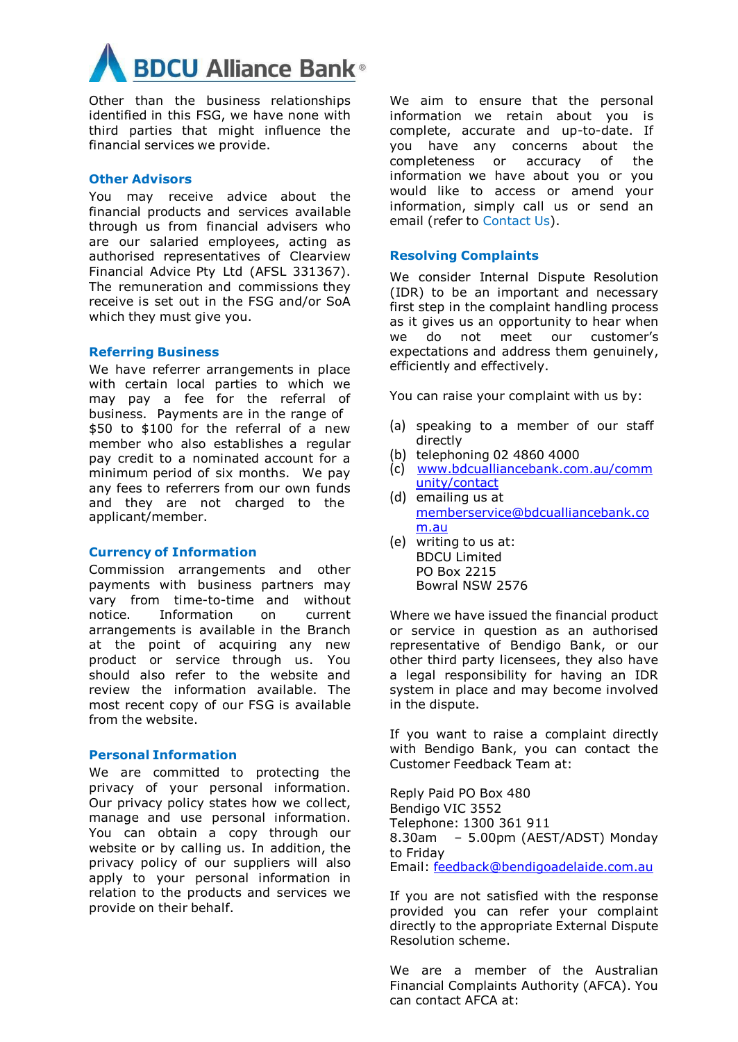Other than the business relationships identified in this FSG, we have none with third parties that might influence the financial services we provide.

### Other Advisors

You may receive advice about the financial products and services available through us from financial advisers who are our salaried employees, acting as authorised representatives of Clearview Financial Advice Pty Ltd (AFSL 331367). The remuneration and commissions they receive is set out in the FSG and/or SoA which they must give you.

### Referring Business

We have referrer arrangements in place with certain local parties to which we may pay a fee for the referral of business. Payments are in the range of $50 to $100 for the referral of a new member who also establishes a regular pay credit to a nominated account for a minimum period of six months. We pay any fees to referrers from our own funds and they are not charged to the applicant/member.

### Currency of Information

Commission arrangements and other payments with business partners may vary from time-to-time and without notice. Information on current arrangements is available in the Branch at the point of acquiring any new product or service through us. You should also refer to the website and review the information available. The most recent copy of our FSG is available from the website.

### Personal Information

We are committed to protecting the privacy of your personal information. Our privacy policy states how we collect, manage and use personal information. You can obtain a copy through our website or by calling us. In addition, the privacy policy of our suppliers will also apply to your personal information in relation to the products and services we provide on their behalf.

We aim to ensure that the personal information we retain about you is complete, accurate and up-to-date. If you have any concerns about the completeness or accuracy of the information we have about you or you would like to access or amend your information, simply call us or send an email (refer to Contact Us).

### Resolving Complaints

We consider Internal Dispute Resolution (IDR) to be an important and necessary first step in the complaint handling process as it gives us an opportunity to hear when we do not meet our customer's expectations and address them genuinely, efficiently and effectively.

You can raise your complaint with us by:

(a) speaking to a member of our staff directly
(b) telephoning 02 4860 4000
(c) www.bdcualliancebank.com.au/community/contact
(d) emailing us at memberservice@bdcualliancebank.com.au
(e) writing to us at:
BDCU Limited
PO Box 2215
Bowral NSW 2576

Where we have issued the financial product or service in question as an authorised representative of Bendigo Bank, or our other third party licensees, they also have a legal responsibility for having an IDR system in place and may become involved in the dispute.

If you want to raise a complaint directly with Bendigo Bank, you can contact the Customer Feedback Team at:

Reply Paid PO Box 480
Bendigo VIC 3552
Telephone: 1300 361 911
8.30am – 5.00pm (AEST/ADST) Monday to Friday
Email: feedback@bendigoadelaide.com.au

If you are not satisfied with the response provided you can refer your complaint directly to the appropriate External Dispute Resolution scheme.

We are a member of the Australian Financial Complaints Authority (AFCA). You can contact AFCA at: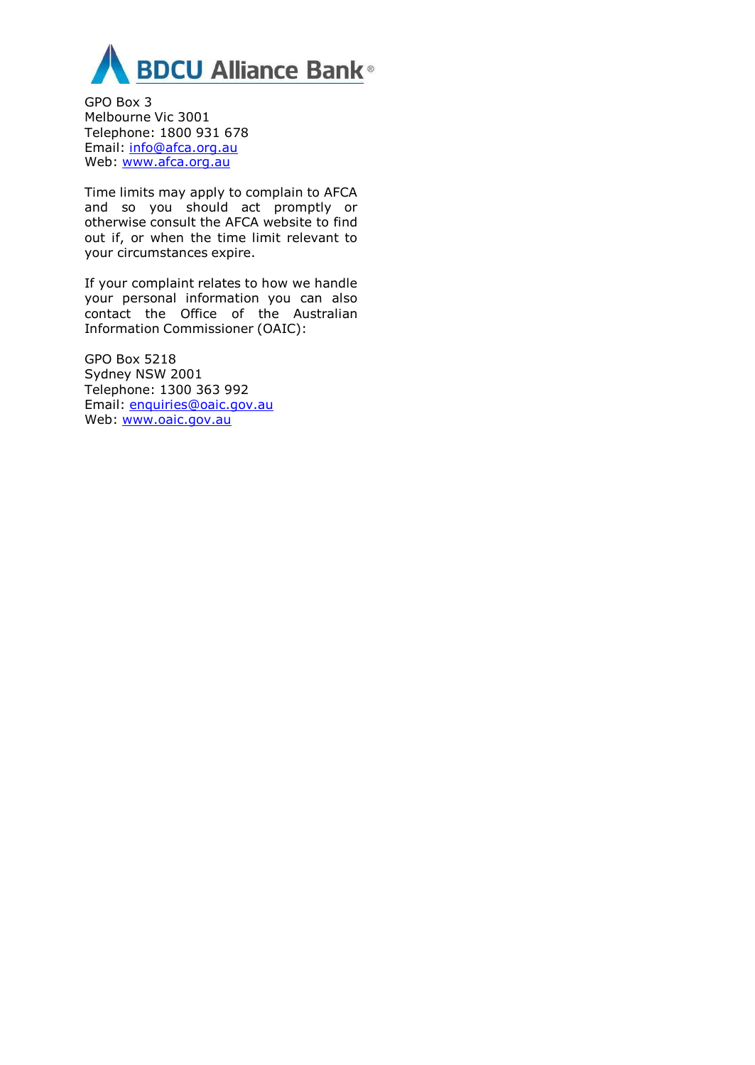GPO Box 3
Melbourne Vic 3001
Telephone: 1800 931 678
Email: info@afca.org.au
Web: www.afca.org.au

Time limits may apply to complain to AFCA and so you should act promptly or otherwise consult the AFCA website to find out if, or when the time limit relevant to your circumstances expire.

If your complaint relates to how we handle your personal information you can also contact the Office of the Australian Information Commissioner (OAIC):

GPO Box 5218
Sydney NSW 2001
Telephone: 1300 363 992
Email: enquiries@oaic.gov.au
Web: www.oaic.gov.au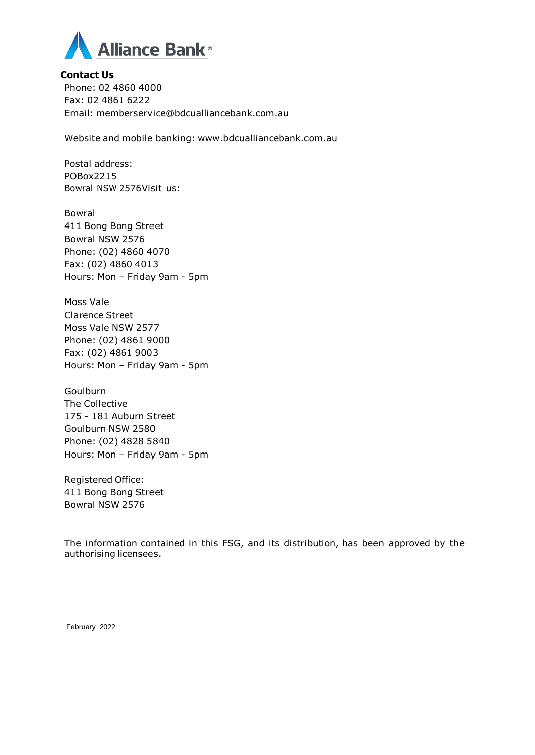Alliance Bank®

**Contact Us**

Phone: 02 4860 4000
Fax: 02 4861 6222
Email: memberservice@bdcualliancebank.com.au

Website and mobile banking: www.bdcualliancebank.com.au

Postal address:
POBox2215
Bowral NSW 2576Visit us:

Bowral
411 Bong Bong Street
Bowral NSW 2576
Phone: (02) 4860 4070
Fax: (02) 4860 4013
Hours: Mon – Friday 9am - 5pm

Moss Vale
Clarence Street
Moss Vale NSW 2577
Phone: (02) 4861 9000
Fax: (02) 4861 9003
Hours: Mon – Friday 9am - 5pm

Goulburn
The Collective
175 - 181 Auburn Street
Goulburn NSW 2580
Phone: (02) 4828 5840
Hours: Mon – Friday 9am - 5pm

Registered Office:
411 Bong Bong Street
Bowral NSW 2576

The information contained in this FSG, and its distribution, has been approved by the authorising licensees.

February 2022